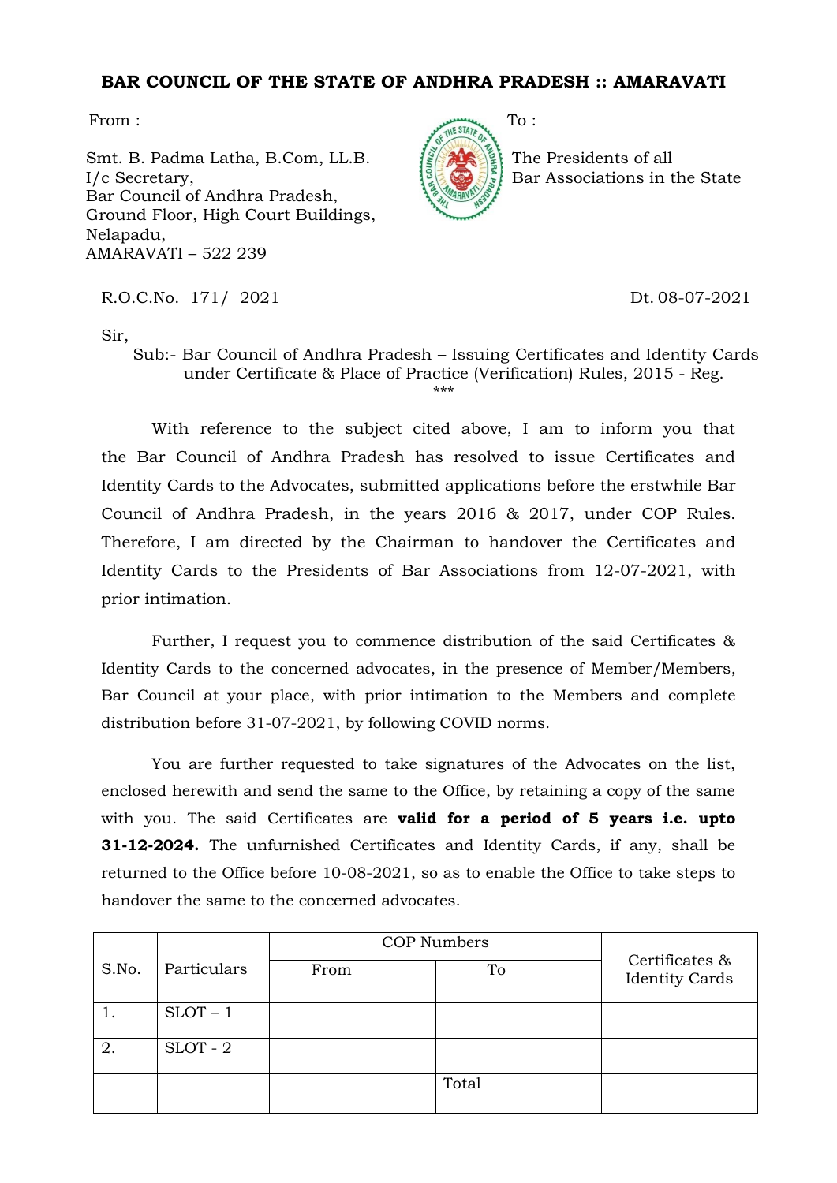# BAR COUNCIL OF THE STATE OF ANDHRA PRADESH :: AMARAVATI

From :

Smt. B. Padma Latha, B.Com, LL.B.
I/c Secretary,
Bar Council of Andhra Pradesh,
Ground Floor, High Court Buildings,
Nelapadu,
AMARAVATI – 522 239

To :

The Presidents of all
Bar Associations in the State

R.O.C.No. 171/ 2021 Dt. 08-07-2021

Sir,

Sub:- Bar Council of Andhra Pradesh – Issuing Certificates and Identity Cards under Certificate & Place of Practice (Verification) Rules, 2015 - Reg.

***

With reference to the subject cited above, I am to inform you that the Bar Council of Andhra Pradesh has resolved to issue Certificates and Identity Cards to the Advocates, submitted applications before the erstwhile Bar Council of Andhra Pradesh, in the years 2016 & 2017, under COP Rules. Therefore, I am directed by the Chairman to handover the Certificates and Identity Cards to the Presidents of Bar Associations from 12-07-2021, with prior intimation.

Further, I request you to commence distribution of the said Certificates & Identity Cards to the concerned advocates, in the presence of Member/Members, Bar Council at your place, with prior intimation to the Members and complete distribution before 31-07-2021, by following COVID norms.

You are further requested to take signatures of the Advocates on the list, enclosed herewith and send the same to the Office, by retaining a copy of the same with you. The said Certificates are **valid for a period of 5 years i.e. upto 31-12-2024.** The unfurnished Certificates and Identity Cards, if any, shall be returned to the Office before 10-08-2021, so as to enable the Office to take steps to handover the same to the concerned advocates.

| S.No. | Particulars | COP Numbers | | Certificates & Identity Cards |
|---|---|---|---|---|
| | | From | To | |
| 1. | SLOT – 1 | | | |
| 2. | SLOT - 2 | | | |
| | | | Total | |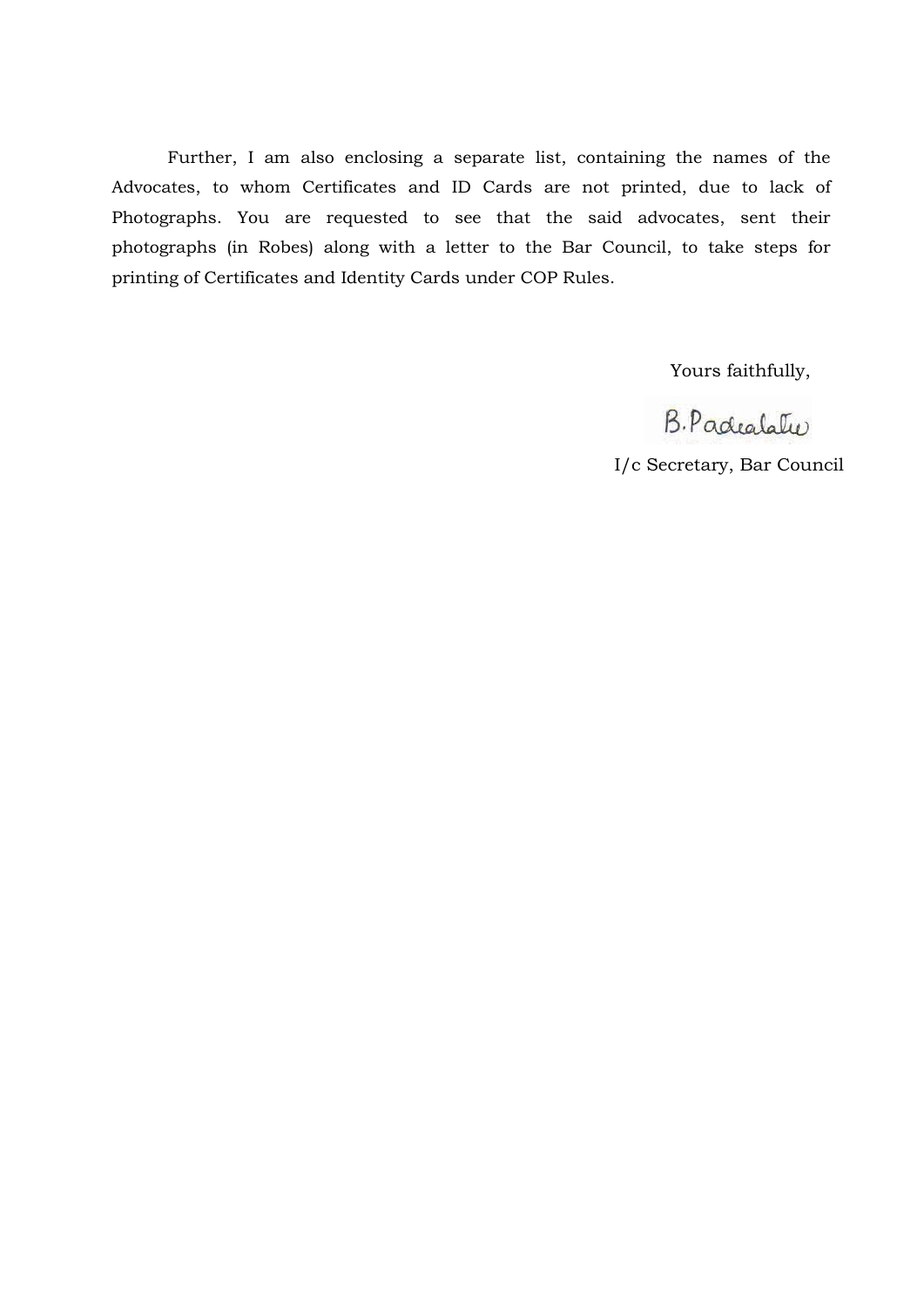Further, I am also enclosing a separate list, containing the names of the Advocates, to whom Certificates and ID Cards are not printed, due to lack of Photographs. You are requested to see that the said advocates, sent their photographs (in Robes) along with a letter to the Bar Council, to take steps for printing of Certificates and Identity Cards under COP Rules.

Yours faithfully,

B.Padmalatha

I/c Secretary, Bar Council